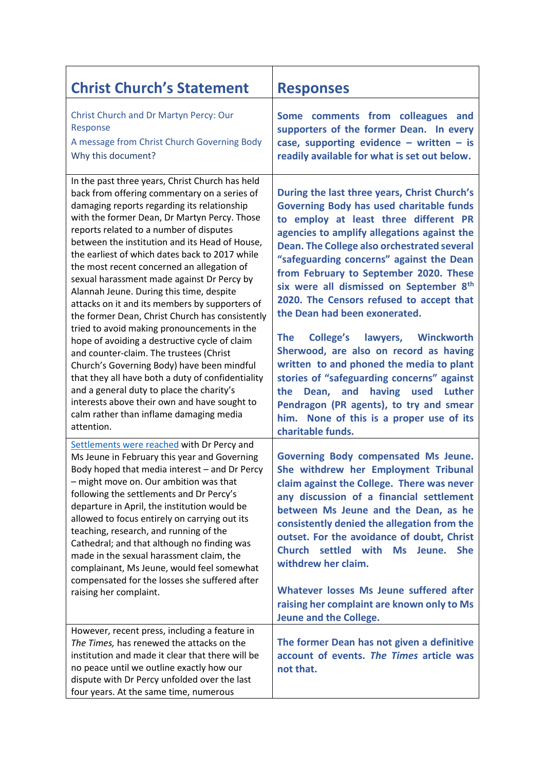| Christ Church's Statement | Responses |
|---|---|
| Christ Church and Dr Martyn Percy: Our Response<br>A message from Christ Church Governing Body<br>Why this document? | **Some comments from colleagues and supporters of the former Dean. In every case, supporting evidence – written – is readily available for what is set out below.** |
| In the past three years, Christ Church has held back from offering commentary on a series of damaging reports regarding its relationship with the former Dean, Dr Martyn Percy. Those reports related to a number of disputes between the institution and its Head of House, the earliest of which dates back to 2017 while the most recent concerned an allegation of sexual harassment made against Dr Percy by Alannah Jeune. During this time, despite attacks on it and its members by supporters of the former Dean, Christ Church has consistently tried to avoid making pronouncements in the hope of avoiding a destructive cycle of claim and counter-claim. The trustees (Christ Church's Governing Body) have been mindful that they all have both a duty of confidentiality and a general duty to place the charity's interests above their own and have sought to calm rather than inflame damaging media attention. | **During the last three years, Christ Church's Governing Body has used charitable funds to employ at least three different PR agencies to amplify allegations against the Dean. The College also orchestrated several "safeguarding concerns" against the Dean from February to September 2020. These six were all dismissed on September 8th 2020. The Censors refused to accept that the Dean had been exonerated.**<br><br>**The College's lawyers, Winckworth Sherwood, are also on record as having written to and phoned the media to plant stories of "safeguarding concerns" against the Dean, and having used Luther Pendragon (PR agents), to try and smear him. None of this is a proper use of its charitable funds.** |
| Settlements were reached with Dr Percy and Ms Jeune in February this year and Governing Body hoped that media interest – and Dr Percy – might move on. Our ambition was that following the settlements and Dr Percy's departure in April, the institution would be allowed to focus entirely on carrying out its teaching, research, and running of the Cathedral; and that although no finding was made in the sexual harassment claim, the complainant, Ms Jeune, would feel somewhat compensated for the losses she suffered after raising her complaint. | **Governing Body compensated Ms Jeune. She withdrew her Employment Tribunal claim against the College. There was never any discussion of a financial settlement between Ms Jeune and the Dean, as he consistently denied the allegation from the outset. For the avoidance of doubt, Christ Church settled with Ms Jeune. She withdrew her claim.**<br><br>**Whatever losses Ms Jeune suffered after raising her complaint are known only to Ms Jeune and the College.** |
| However, recent press, including a feature in *The Times,* has renewed the attacks on the institution and made it clear that there will be no peace until we outline exactly how our dispute with Dr Percy unfolded over the last four years. At the same time, numerous | **The former Dean has not given a definitive account of events. *The Times* article was not that.** |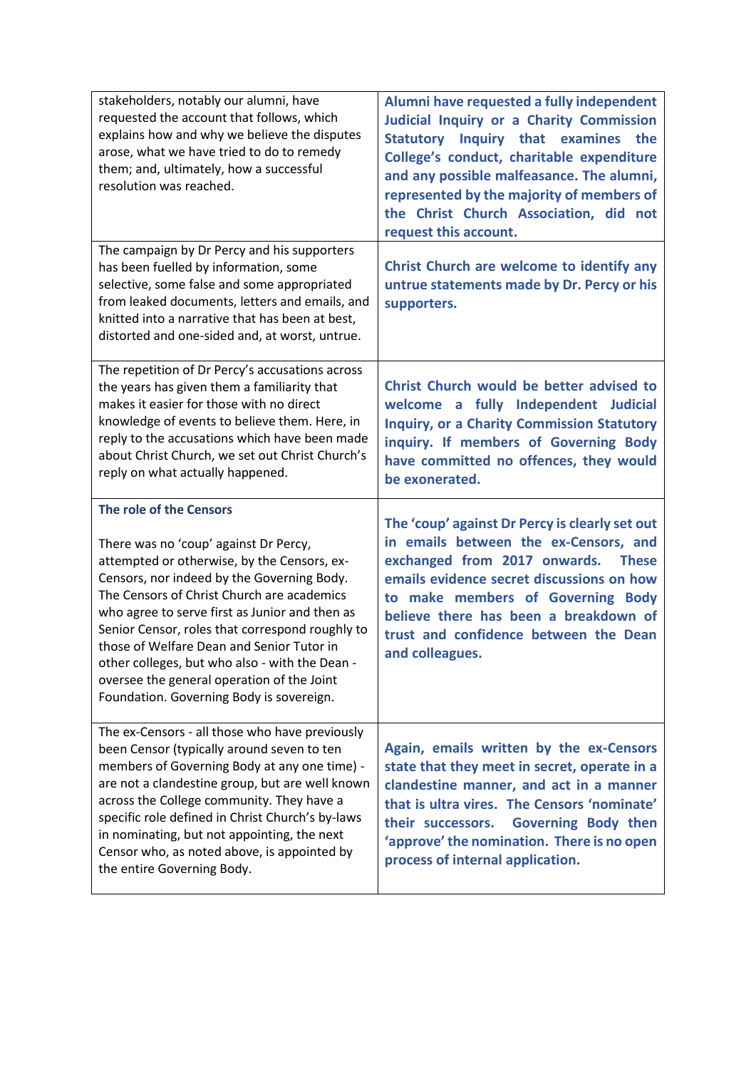| | |
|---|---|
| stakeholders, notably our alumni, have requested the account that follows, which explains how and why we believe the disputes arose, what we have tried to do to remedy them; and, ultimately, how a successful resolution was reached. | **Alumni have requested a fully independent Judicial Inquiry or a Charity Commission Statutory Inquiry that examines the College's conduct, charitable expenditure and any possible malfeasance. The alumni, represented by the majority of members of the Christ Church Association, did not request this account.** |
| The campaign by Dr Percy and his supporters has been fuelled by information, some selective, some false and some appropriated from leaked documents, letters and emails, and knitted into a narrative that has been at best, distorted and one-sided and, at worst, untrue. | **Christ Church are welcome to identify any untrue statements made by Dr. Percy or his supporters.** |
| The repetition of Dr Percy's accusations across the years has given them a familiarity that makes it easier for those with no direct knowledge of events to believe them. Here, in reply to the accusations which have been made about Christ Church, we set out Christ Church's reply on what actually happened. | **Christ Church would be better advised to welcome a fully Independent Judicial Inquiry, or a Charity Commission Statutory inquiry. If members of Governing Body have committed no offences, they would be exonerated.** |
| **The role of the Censors**<br><br>There was no 'coup' against Dr Percy, attempted or otherwise, by the Censors, ex-Censors, nor indeed by the Governing Body. The Censors of Christ Church are academics who agree to serve first as Junior and then as Senior Censor, roles that correspond roughly to those of Welfare Dean and Senior Tutor in other colleges, but who also - with the Dean - oversee the general operation of the Joint Foundation. Governing Body is sovereign. | **The 'coup' against Dr Percy is clearly set out in emails between the ex-Censors, and exchanged from 2017 onwards. These emails evidence secret discussions on how to make members of Governing Body believe there has been a breakdown of trust and confidence between the Dean and colleagues.** |
| The ex-Censors - all those who have previously been Censor (typically around seven to ten members of Governing Body at any one time) - are not a clandestine group, but are well known across the College community. They have a specific role defined in Christ Church's by-laws in nominating, but not appointing, the next Censor who, as noted above, is appointed by the entire Governing Body. | **Again, emails written by the ex-Censors state that they meet in secret, operate in a clandestine manner, and act in a manner that is ultra vires. The Censors 'nominate' their successors. Governing Body then 'approve' the nomination. There is no open process of internal application.** |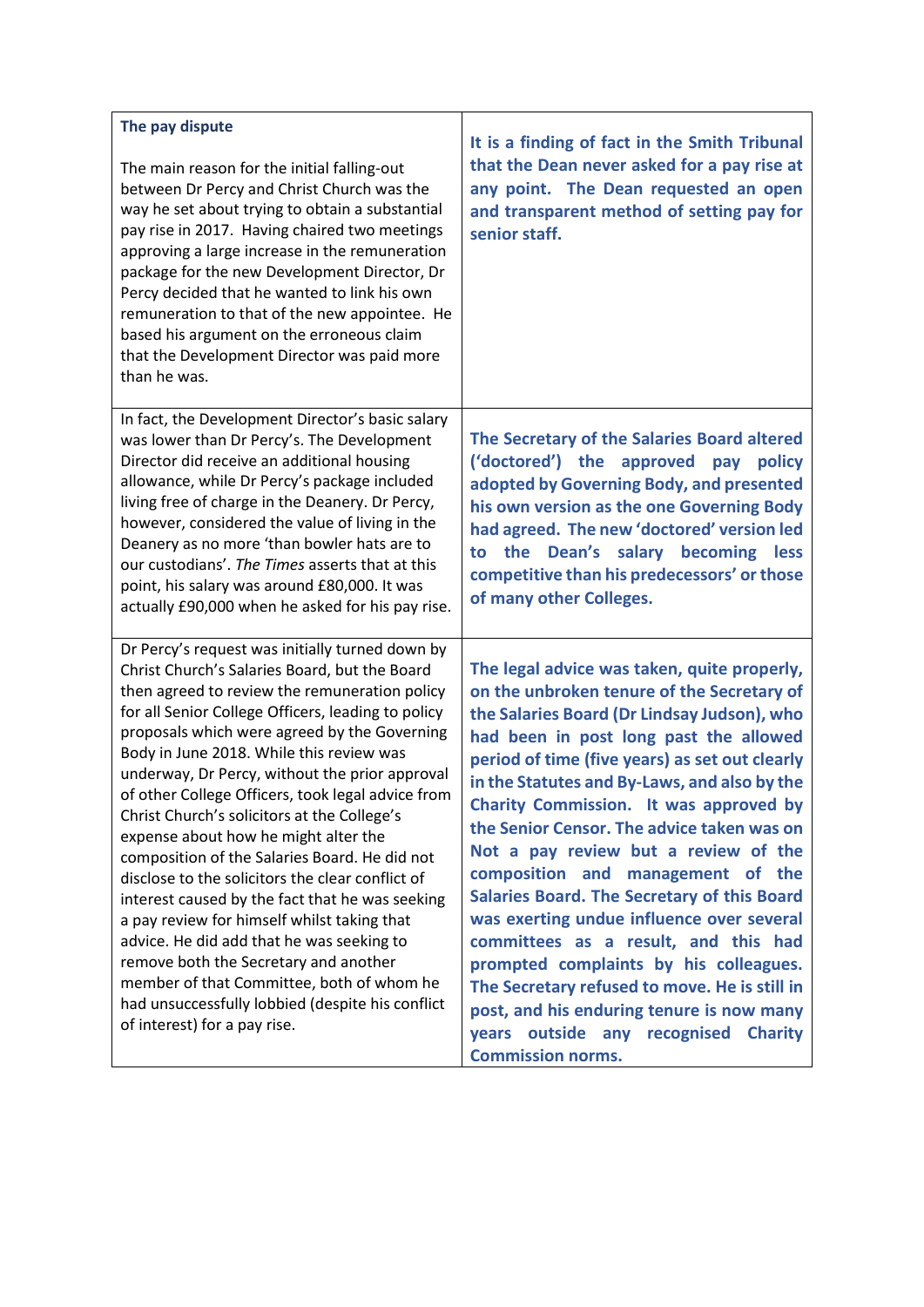| **The pay dispute**<br><br>The main reason for the initial falling-out between Dr Percy and Christ Church was the way he set about trying to obtain a substantial pay rise in 2017. Having chaired two meetings approving a large increase in the remuneration package for the new Development Director, Dr Percy decided that he wanted to link his own remuneration to that of the new appointee. He based his argument on the erroneous claim that the Development Director was paid more than he was. | **It is a finding of fact in the Smith Tribunal that the Dean never asked for a pay rise at any point. The Dean requested an open and transparent method of setting pay for senior staff.** |
|---|---|
| In fact, the Development Director's basic salary was lower than Dr Percy's. The Development Director did receive an additional housing allowance, while Dr Percy's package included living free of charge in the Deanery. Dr Percy, however, considered the value of living in the Deanery as no more 'than bowler hats are to our custodians'. *The Times* asserts that at this point, his salary was around £80,000. It was actually £90,000 when he asked for his pay rise. | **The Secretary of the Salaries Board altered ('doctored') the approved pay policy adopted by Governing Body, and presented his own version as the one Governing Body had agreed. The new 'doctored' version led to the Dean's salary becoming less competitive than his predecessors' or those of many other Colleges.** |
| Dr Percy's request was initially turned down by Christ Church's Salaries Board, but the Board then agreed to review the remuneration policy for all Senior College Officers, leading to policy proposals which were agreed by the Governing Body in June 2018. While this review was underway, Dr Percy, without the prior approval of other College Officers, took legal advice from Christ Church's solicitors at the College's expense about how he might alter the composition of the Salaries Board. He did not disclose to the solicitors the clear conflict of interest caused by the fact that he was seeking a pay review for himself whilst taking that advice. He did add that he was seeking to remove both the Secretary and another member of that Committee, both of whom he had unsuccessfully lobbied (despite his conflict of interest) for a pay rise. | **The legal advice was taken, quite properly, on the unbroken tenure of the Secretary of the Salaries Board (Dr Lindsay Judson), who had been in post long past the allowed period of time (five years) as set out clearly in the Statutes and By-Laws, and also by the Charity Commission. It was approved by the Senior Censor. The advice taken was on Not a pay review but a review of the composition and management of the Salaries Board. The Secretary of this Board was exerting undue influence over several committees as a result, and this had prompted complaints by his colleagues. The Secretary refused to move. He is still in post, and his enduring tenure is now many years outside any recognised Charity Commission norms.** |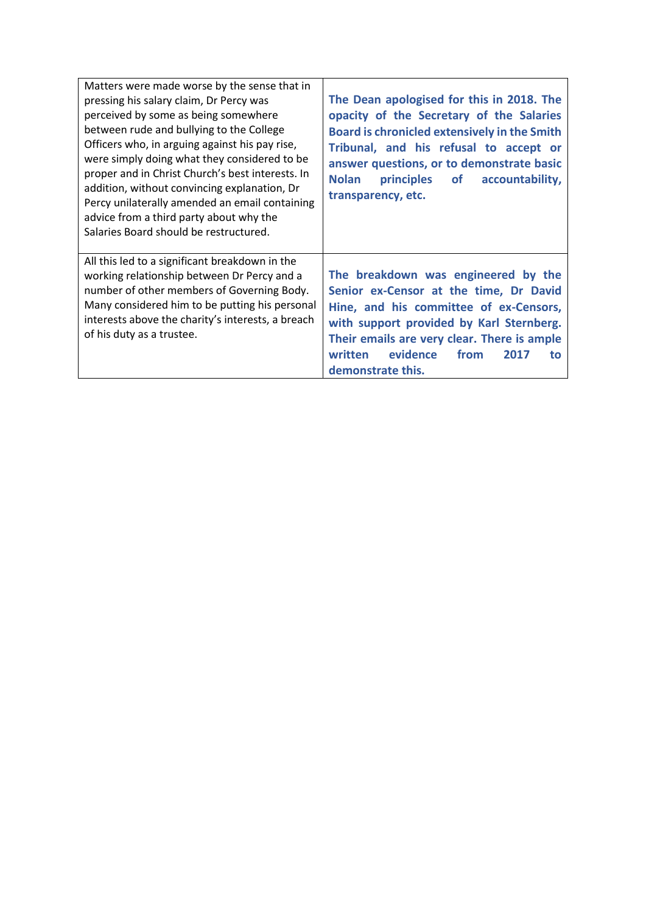| | |
|---|---|
| Matters were made worse by the sense that in pressing his salary claim, Dr Percy was perceived by some as being somewhere between rude and bullying to the College Officers who, in arguing against his pay rise, were simply doing what they considered to be proper and in Christ Church's best interests. In addition, without convincing explanation, Dr Percy unilaterally amended an email containing advice from a third party about why the Salaries Board should be restructured. | **The Dean apologised for this in 2018. The opacity of the Secretary of the Salaries Board is chronicled extensively in the Smith Tribunal, and his refusal to accept or answer questions, or to demonstrate basic Nolan principles of accountability, transparency, etc.** |
| All this led to a significant breakdown in the working relationship between Dr Percy and a number of other members of Governing Body. Many considered him to be putting his personal interests above the charity's interests, a breach of his duty as a trustee. | **The breakdown was engineered by the Senior ex-Censor at the time, Dr David Hine, and his committee of ex-Censors, with support provided by Karl Sternberg. Their emails are very clear. There is ample written evidence from 2017 to demonstrate this.** |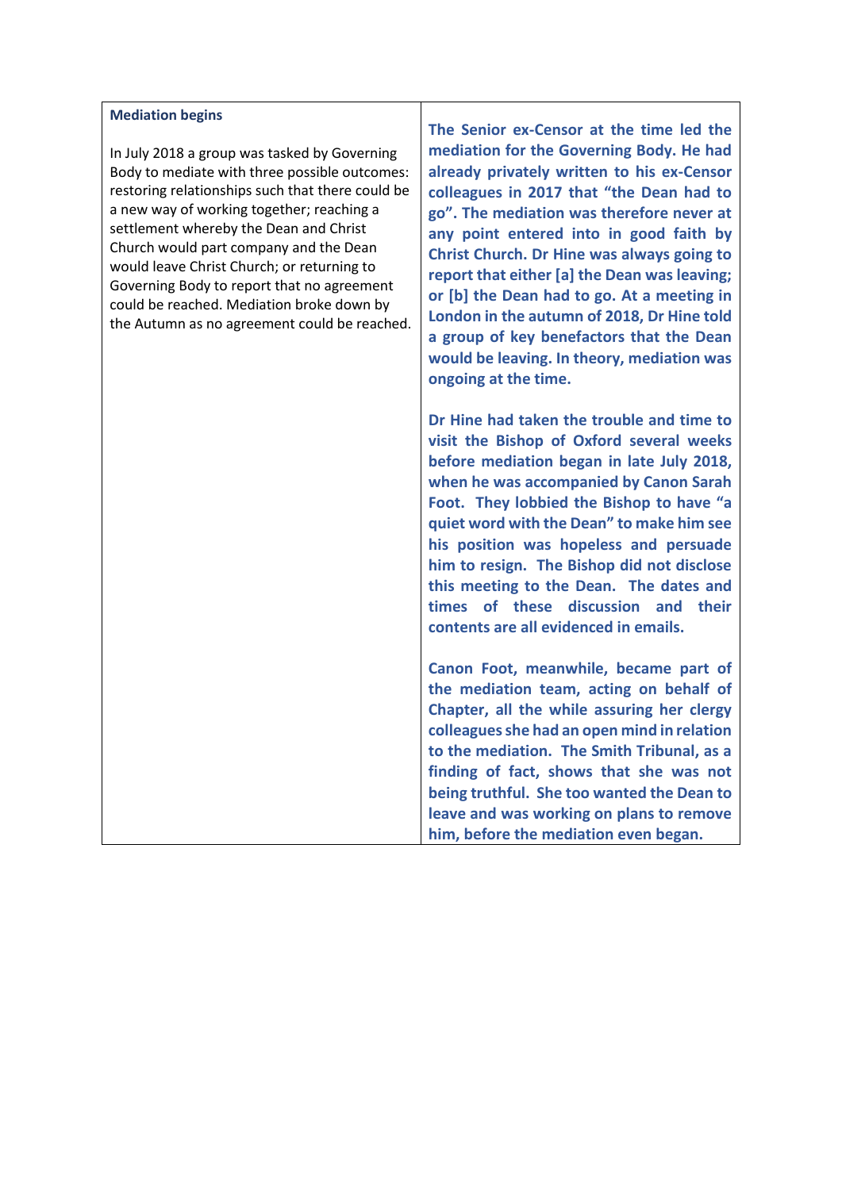| **Mediation begins**<br><br>In July 2018 a group was tasked by Governing Body to mediate with three possible outcomes: restoring relationships such that there could be a new way of working together; reaching a settlement whereby the Dean and Christ Church would part company and the Dean would leave Christ Church; or returning to Governing Body to report that no agreement could be reached. Mediation broke down by the Autumn as no agreement could be reached. | **The Senior ex-Censor at the time led the mediation for the Governing Body. He had already privately written to his ex-Censor colleagues in 2017 that "the Dean had to go". The mediation was therefore never at any point entered into in good faith by Christ Church. Dr Hine was always going to report that either [a] the Dean was leaving; or [b] the Dean had to go. At a meeting in London in the autumn of 2018, Dr Hine told a group of key benefactors that the Dean would be leaving. In theory, mediation was ongoing at the time.**<br><br>**Dr Hine had taken the trouble and time to visit the Bishop of Oxford several weeks before mediation began in late July 2018, when he was accompanied by Canon Sarah Foot. They lobbied the Bishop to have "a quiet word with the Dean" to make him see his position was hopeless and persuade him to resign. The Bishop did not disclose this meeting to the Dean. The dates and times of these discussion and their contents are all evidenced in emails.**<br><br>**Canon Foot, meanwhile, became part of the mediation team, acting on behalf of Chapter, all the while assuring her clergy colleagues she had an open mind in relation to the mediation. The Smith Tribunal, as a finding of fact, shows that she was not being truthful. She too wanted the Dean to leave and was working on plans to remove him, before the mediation even began.** |
|---|---|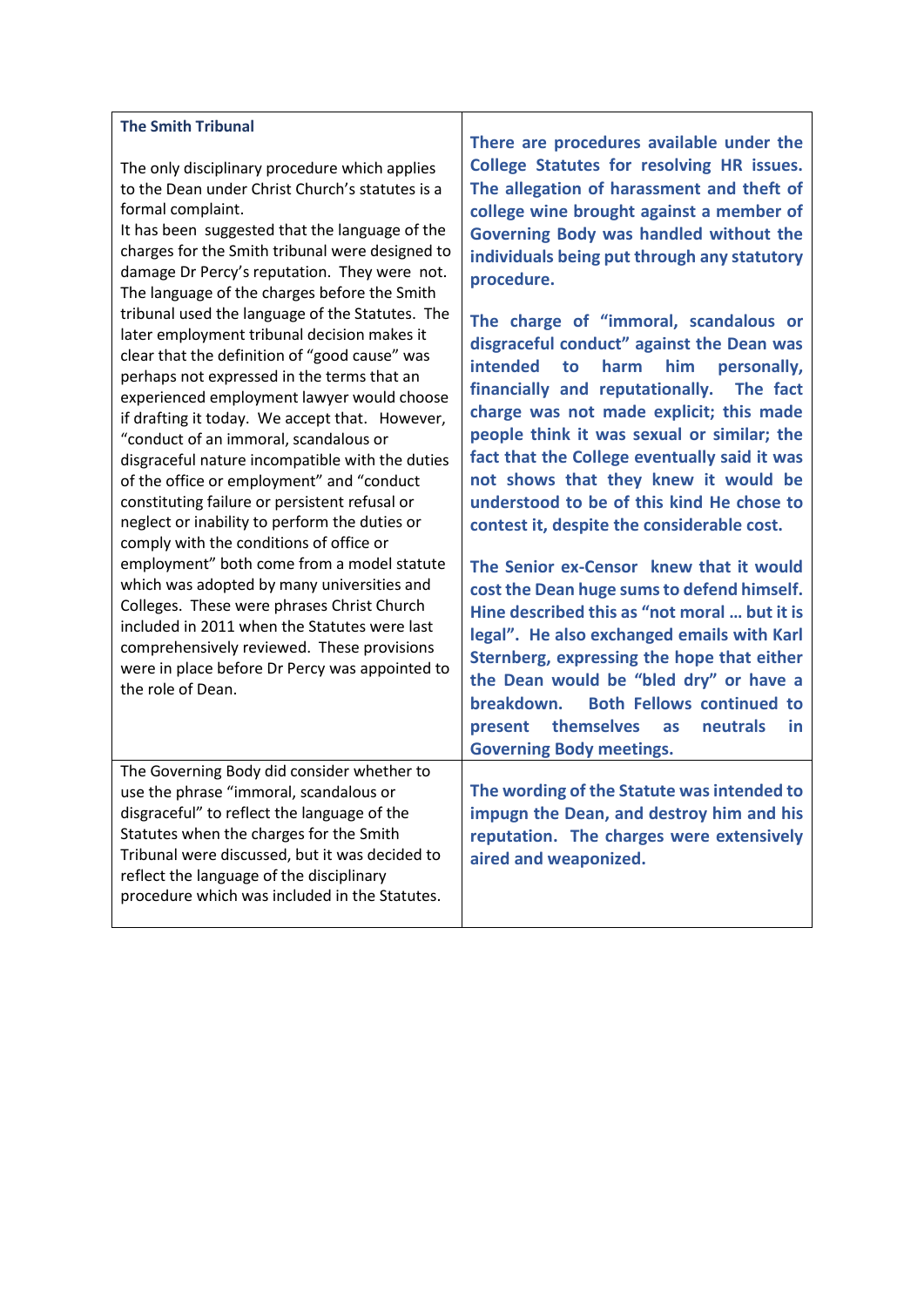| **The Smith Tribunal**<br><br>The only disciplinary procedure which applies to the Dean under Christ Church's statutes is a formal complaint.<br>It has been suggested that the language of the charges for the Smith tribunal were designed to damage Dr Percy's reputation. They were not. The language of the charges before the Smith tribunal used the language of the Statutes. The later employment tribunal decision makes it clear that the definition of "good cause" was perhaps not expressed in the terms that an experienced employment lawyer would choose if drafting it today. We accept that. However, "conduct of an immoral, scandalous or disgraceful nature incompatible with the duties of the office or employment" and "conduct constituting failure or persistent refusal or neglect or inability to perform the duties or comply with the conditions of office or employment" both come from a model statute which was adopted by many universities and Colleges. These were phrases Christ Church included in 2011 when the Statutes were last comprehensively reviewed. These provisions were in place before Dr Percy was appointed to the role of Dean. | **There are procedures available under the College Statutes for resolving HR issues. The allegation of harassment and theft of college wine brought against a member of Governing Body was handled without the individuals being put through any statutory procedure.**<br><br>**The charge of "immoral, scandalous or disgraceful conduct" against the Dean was intended to harm him personally, financially and reputationally. The fact charge was not made explicit; this made people think it was sexual or similar; the fact that the College eventually said it was not shows that they knew it would be understood to be of this kind He chose to contest it, despite the considerable cost.**<br><br>**The Senior ex-Censor knew that it would cost the Dean huge sums to defend himself. Hine described this as "not moral … but it is legal". He also exchanged emails with Karl Sternberg, expressing the hope that either the Dean would be "bled dry" or have a breakdown. Both Fellows continued to present themselves as neutrals in Governing Body meetings.** |
|---|---|
| The Governing Body did consider whether to use the phrase "immoral, scandalous or disgraceful" to reflect the language of the Statutes when the charges for the Smith Tribunal were discussed, but it was decided to reflect the language of the disciplinary procedure which was included in the Statutes. | **The wording of the Statute was intended to impugn the Dean, and destroy him and his reputation. The charges were extensively aired and weaponized.** |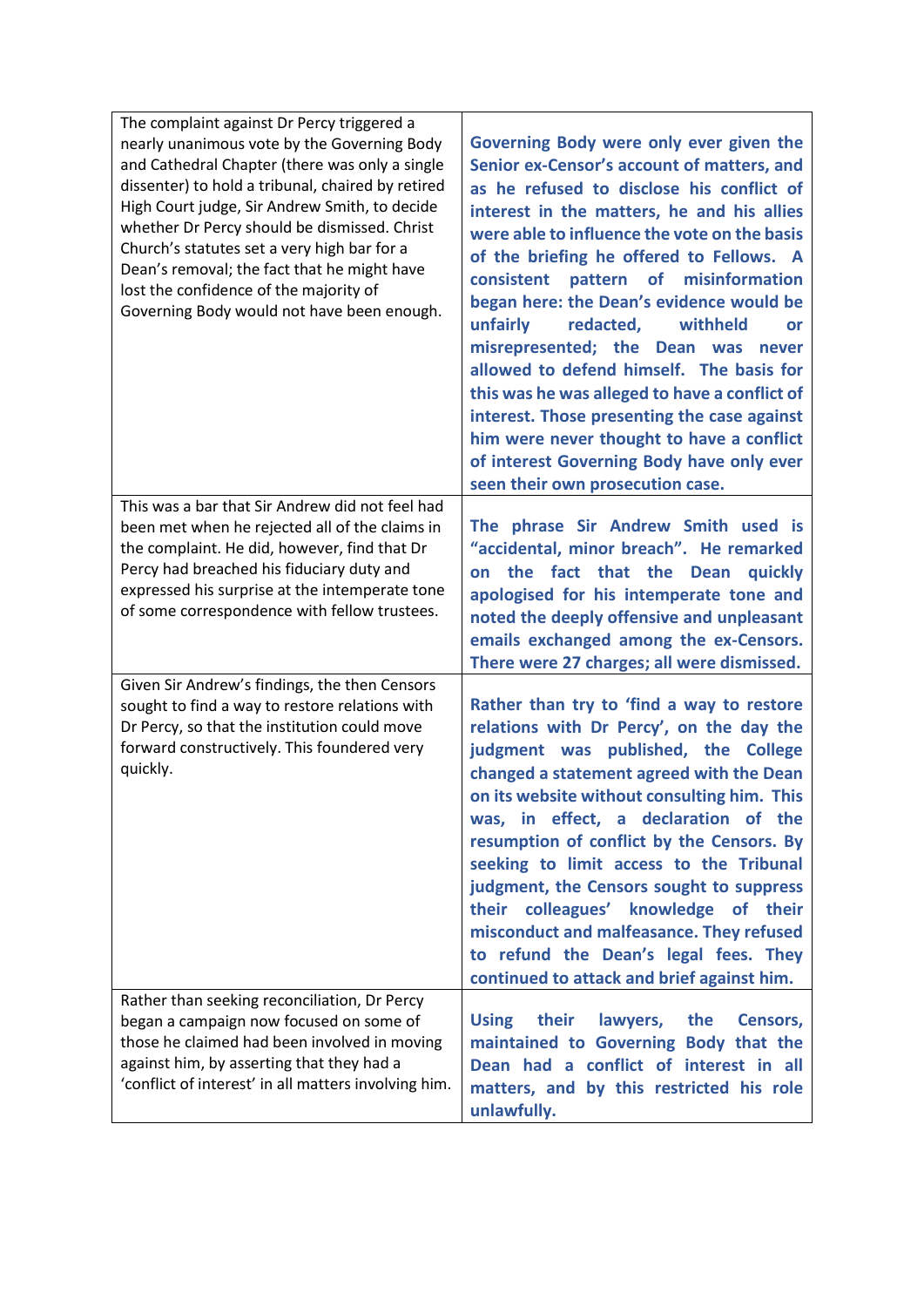| | |
|---|---|
| The complaint against Dr Percy triggered a nearly unanimous vote by the Governing Body and Cathedral Chapter (there was only a single dissenter) to hold a tribunal, chaired by retired High Court judge, Sir Andrew Smith, to decide whether Dr Percy should be dismissed. Christ Church's statutes set a very high bar for a Dean's removal; the fact that he might have lost the confidence of the majority of Governing Body would not have been enough. | **Governing Body were only ever given the Senior ex-Censor's account of matters, and as he refused to disclose his conflict of interest in the matters, he and his allies were able to influence the vote on the basis of the briefing he offered to Fellows. A consistent pattern of misinformation began here: the Dean's evidence would be unfairly redacted, withheld or misrepresented; the Dean was never allowed to defend himself. The basis for this was he was alleged to have a conflict of interest. Those presenting the case against him were never thought to have a conflict of interest Governing Body have only ever seen their own prosecution case.** |
| This was a bar that Sir Andrew did not feel had been met when he rejected all of the claims in the complaint. He did, however, find that Dr Percy had breached his fiduciary duty and expressed his surprise at the intemperate tone of some correspondence with fellow trustees. | **The phrase Sir Andrew Smith used is "accidental, minor breach". He remarked on the fact that the Dean quickly apologised for his intemperate tone and noted the deeply offensive and unpleasant emails exchanged among the ex-Censors. There were 27 charges; all were dismissed.** |
| Given Sir Andrew's findings, the then Censors sought to find a way to restore relations with Dr Percy, so that the institution could move forward constructively. This foundered very quickly. | **Rather than try to 'find a way to restore relations with Dr Percy', on the day the judgment was published, the College changed a statement agreed with the Dean on its website without consulting him. This was, in effect, a declaration of the resumption of conflict by the Censors. By seeking to limit access to the Tribunal judgment, the Censors sought to suppress their colleagues' knowledge of their misconduct and malfeasance. They refused to refund the Dean's legal fees. They continued to attack and brief against him.** |
| Rather than seeking reconciliation, Dr Percy began a campaign now focused on some of those he claimed had been involved in moving against him, by asserting that they had a 'conflict of interest' in all matters involving him. | **Using their lawyers, the Censors, maintained to Governing Body that the Dean had a conflict of interest in all matters, and by this restricted his role unlawfully.** |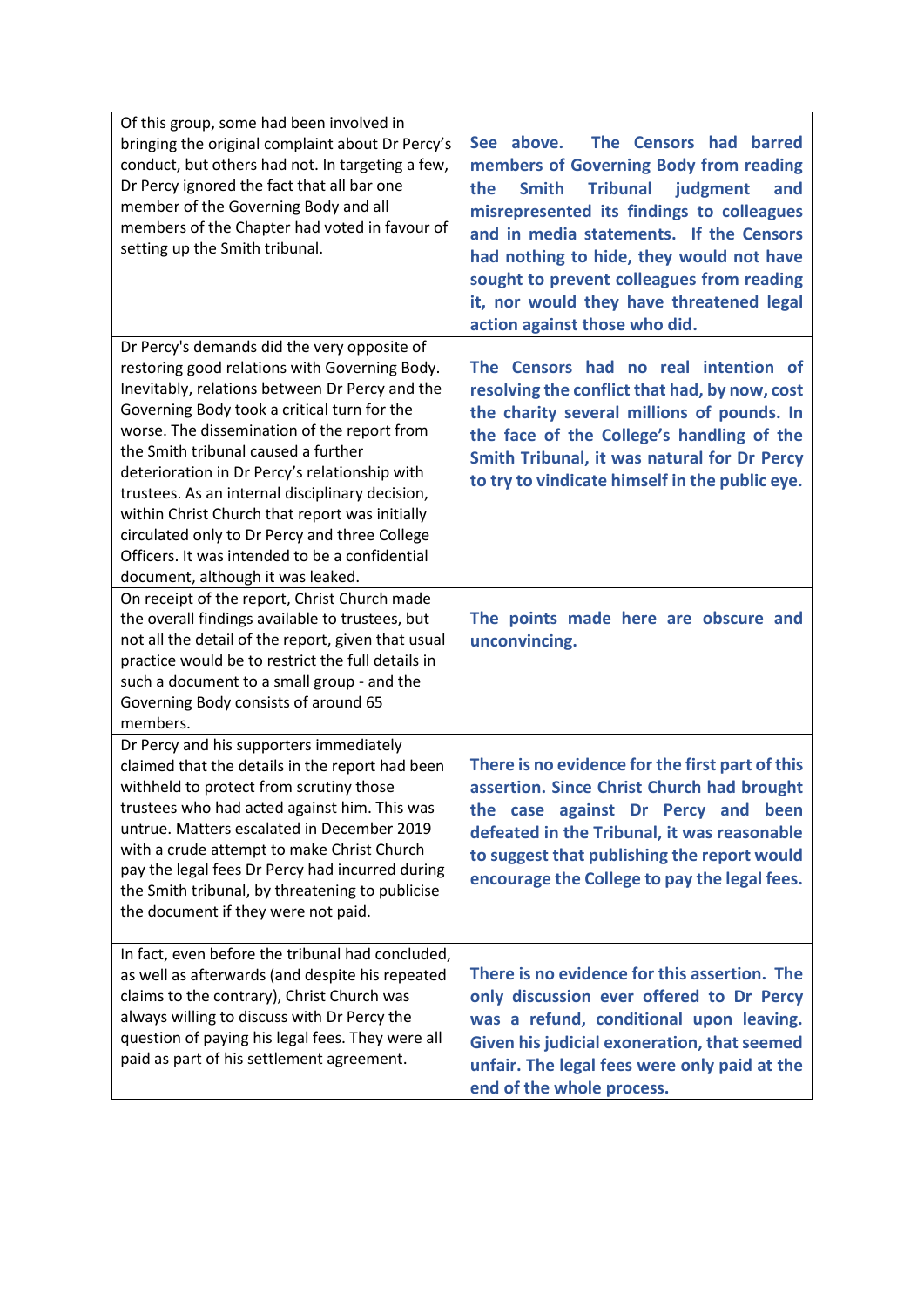| | |
|---|---|
| Of this group, some had been involved in bringing the original complaint about Dr Percy's conduct, but others had not. In targeting a few, Dr Percy ignored the fact that all bar one member of the Governing Body and all members of the Chapter had voted in favour of setting up the Smith tribunal. | **See above. The Censors had barred members of Governing Body from reading the Smith Tribunal judgment and misrepresented its findings to colleagues and in media statements. If the Censors had nothing to hide, they would not have sought to prevent colleagues from reading it, nor would they have threatened legal action against those who did.** |
| Dr Percy's demands did the very opposite of restoring good relations with Governing Body. Inevitably, relations between Dr Percy and the Governing Body took a critical turn for the worse. The dissemination of the report from the Smith tribunal caused a further deterioration in Dr Percy's relationship with trustees. As an internal disciplinary decision, within Christ Church that report was initially circulated only to Dr Percy and three College Officers. It was intended to be a confidential document, although it was leaked. | **The Censors had no real intention of resolving the conflict that had, by now, cost the charity several millions of pounds. In the face of the College's handling of the Smith Tribunal, it was natural for Dr Percy to try to vindicate himself in the public eye.** |
| On receipt of the report, Christ Church made the overall findings available to trustees, but not all the detail of the report, given that usual practice would be to restrict the full details in such a document to a small group - and the Governing Body consists of around 65 members. | **The points made here are obscure and unconvincing.** |
| Dr Percy and his supporters immediately claimed that the details in the report had been withheld to protect from scrutiny those trustees who had acted against him. This was untrue. Matters escalated in December 2019 with a crude attempt to make Christ Church pay the legal fees Dr Percy had incurred during the Smith tribunal, by threatening to publicise the document if they were not paid. | **There is no evidence for the first part of this assertion. Since Christ Church had brought the case against Dr Percy and been defeated in the Tribunal, it was reasonable to suggest that publishing the report would encourage the College to pay the legal fees.** |
| In fact, even before the tribunal had concluded, as well as afterwards (and despite his repeated claims to the contrary), Christ Church was always willing to discuss with Dr Percy the question of paying his legal fees. They were all paid as part of his settlement agreement. | **There is no evidence for this assertion. The only discussion ever offered to Dr Percy was a refund, conditional upon leaving. Given his judicial exoneration, that seemed unfair. The legal fees were only paid at the end of the whole process.** |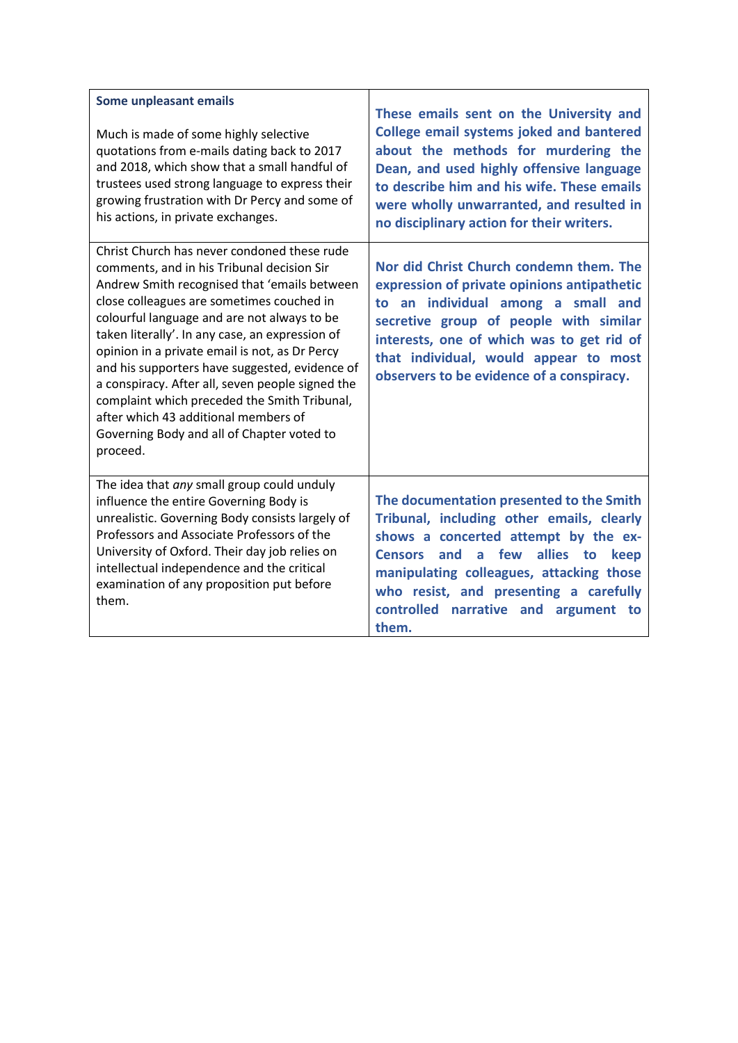| **Some unpleasant emails**<br><br>Much is made of some highly selective quotations from e-mails dating back to 2017 and 2018, which show that a small handful of trustees used strong language to express their growing frustration with Dr Percy and some of his actions, in private exchanges. | **These emails sent on the University and College email systems joked and bantered about the methods for murdering the Dean, and used highly offensive language to describe him and his wife. These emails were wholly unwarranted, and resulted in no disciplinary action for their writers.** |
|---|---|
| Christ Church has never condoned these rude comments, and in his Tribunal decision Sir Andrew Smith recognised that 'emails between close colleagues are sometimes couched in colourful language and are not always to be taken literally'. In any case, an expression of opinion in a private email is not, as Dr Percy and his supporters have suggested, evidence of a conspiracy. After all, seven people signed the complaint which preceded the Smith Tribunal, after which 43 additional members of Governing Body and all of Chapter voted to proceed. | **Nor did Christ Church condemn them. The expression of private opinions antipathetic to an individual among a small and secretive group of people with similar interests, one of which was to get rid of that individual, would appear to most observers to be evidence of a conspiracy.** |
| The idea that *any* small group could unduly influence the entire Governing Body is unrealistic. Governing Body consists largely of Professors and Associate Professors of the University of Oxford. Their day job relies on intellectual independence and the critical examination of any proposition put before them. | **The documentation presented to the Smith Tribunal, including other emails, clearly shows a concerted attempt by the ex-Censors and a few allies to keep manipulating colleagues, attacking those who resist, and presenting a carefully controlled narrative and argument to them.** |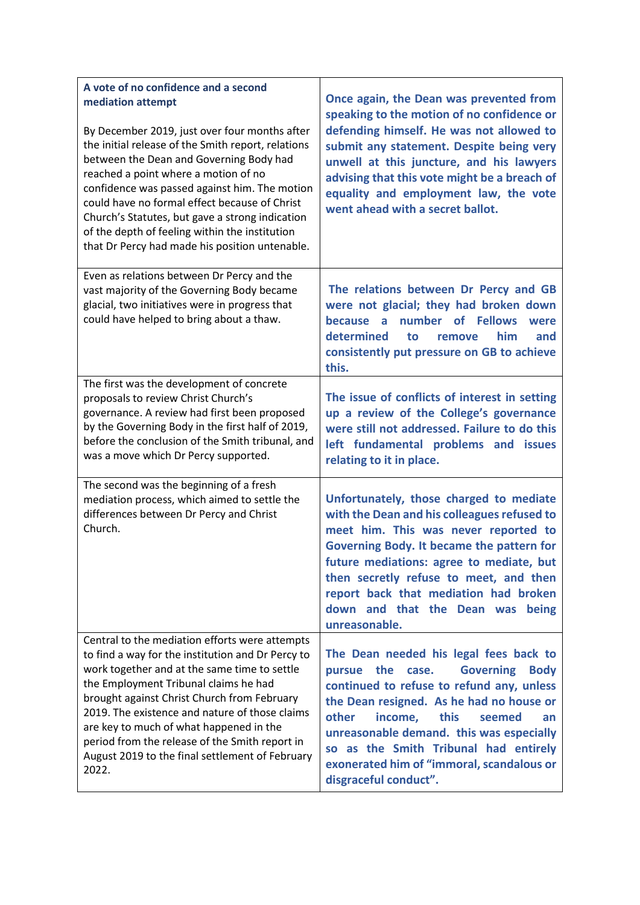| **A vote of no confidence and a second mediation attempt**<br><br>By December 2019, just over four months after the initial release of the Smith report, relations between the Dean and Governing Body had reached a point where a motion of no confidence was passed against him. The motion could have no formal effect because of Christ Church's Statutes, but gave a strong indication of the depth of feeling within the institution that Dr Percy had made his position untenable. | **Once again, the Dean was prevented from speaking to the motion of no confidence or defending himself. He was not allowed to submit any statement. Despite being very unwell at this juncture, and his lawyers advising that this vote might be a breach of equality and employment law, the vote went ahead with a secret ballot.** |
|---|---|
| Even as relations between Dr Percy and the vast majority of the Governing Body became glacial, two initiatives were in progress that could have helped to bring about a thaw. | **The relations between Dr Percy and GB were not glacial; they had broken down because a number of Fellows were determined to remove him and consistently put pressure on GB to achieve this.** |
| The first was the development of concrete proposals to review Christ Church's governance. A review had first been proposed by the Governing Body in the first half of 2019, before the conclusion of the Smith tribunal, and was a move which Dr Percy supported. | **The issue of conflicts of interest in setting up a review of the College's governance were still not addressed. Failure to do this left fundamental problems and issues relating to it in place.** |
| The second was the beginning of a fresh mediation process, which aimed to settle the differences between Dr Percy and Christ Church. | **Unfortunately, those charged to mediate with the Dean and his colleagues refused to meet him. This was never reported to Governing Body. It became the pattern for future mediations: agree to mediate, but then secretly refuse to meet, and then report back that mediation had broken down and that the Dean was being unreasonable.** |
| Central to the mediation efforts were attempts to find a way for the institution and Dr Percy to work together and at the same time to settle the Employment Tribunal claims he had brought against Christ Church from February 2019. The existence and nature of those claims are key to much of what happened in the period from the release of the Smith report in August 2019 to the final settlement of February 2022. | **The Dean needed his legal fees back to pursue the case. Governing Body continued to refuse to refund any, unless the Dean resigned. As he had no house or other income, this seemed an unreasonable demand. this was especially so as the Smith Tribunal had entirely exonerated him of "immoral, scandalous or disgraceful conduct".** |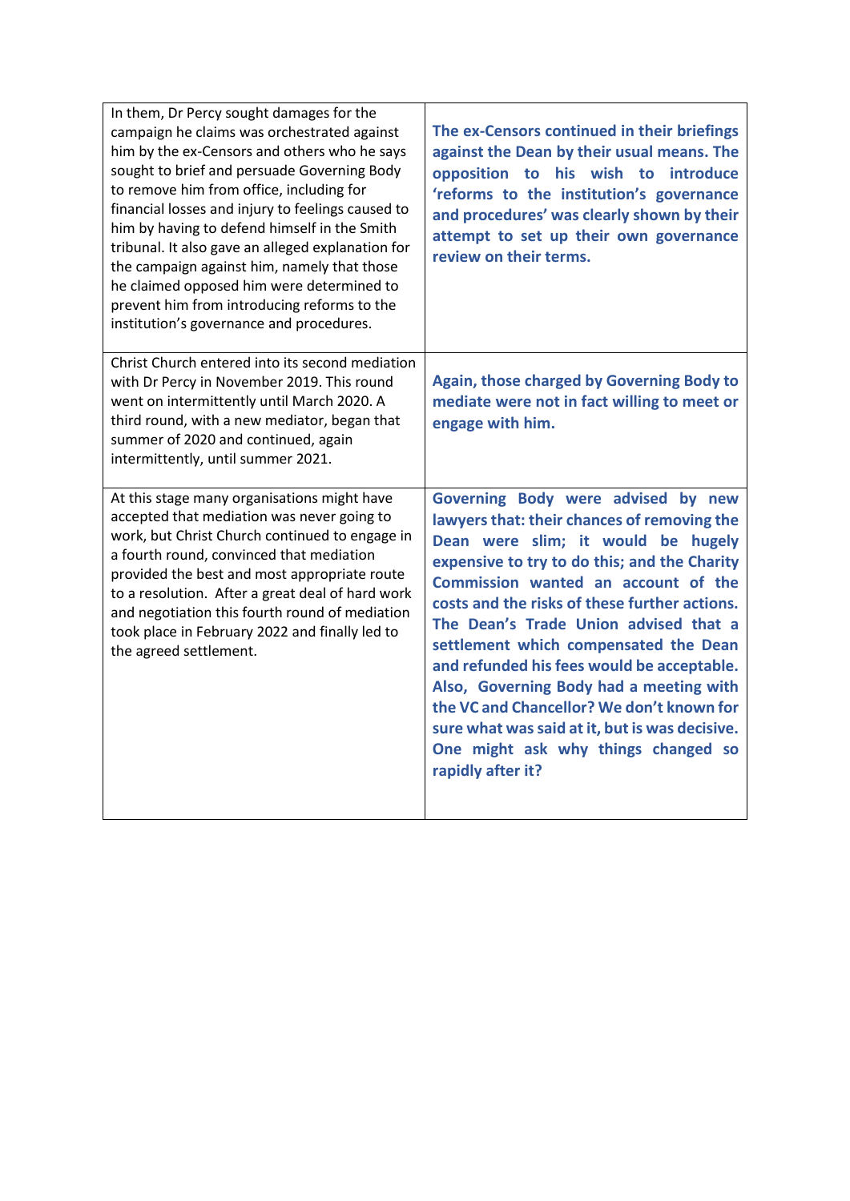| | |
|---|---|
| In them, Dr Percy sought damages for the campaign he claims was orchestrated against him by the ex-Censors and others who he says sought to brief and persuade Governing Body to remove him from office, including for financial losses and injury to feelings caused to him by having to defend himself in the Smith tribunal. It also gave an alleged explanation for the campaign against him, namely that those he claimed opposed him were determined to prevent him from introducing reforms to the institution's governance and procedures. | **The ex-Censors continued in their briefings against the Dean by their usual means. The opposition to his wish to introduce 'reforms to the institution's governance and procedures' was clearly shown by their attempt to set up their own governance review on their terms.** |
| Christ Church entered into its second mediation with Dr Percy in November 2019. This round went on intermittently until March 2020. A third round, with a new mediator, began that summer of 2020 and continued, again intermittently, until summer 2021. | **Again, those charged by Governing Body to mediate were not in fact willing to meet or engage with him.** |
| At this stage many organisations might have accepted that mediation was never going to work, but Christ Church continued to engage in a fourth round, convinced that mediation provided the best and most appropriate route to a resolution. After a great deal of hard work and negotiation this fourth round of mediation took place in February 2022 and finally led to the agreed settlement. | **Governing Body were advised by new lawyers that: their chances of removing the Dean were slim; it would be hugely expensive to try to do this; and the Charity Commission wanted an account of the costs and the risks of these further actions. The Dean's Trade Union advised that a settlement which compensated the Dean and refunded his fees would be acceptable. Also, Governing Body had a meeting with the VC and Chancellor? We don't known for sure what was said at it, but is was decisive. One might ask why things changed so rapidly after it?** |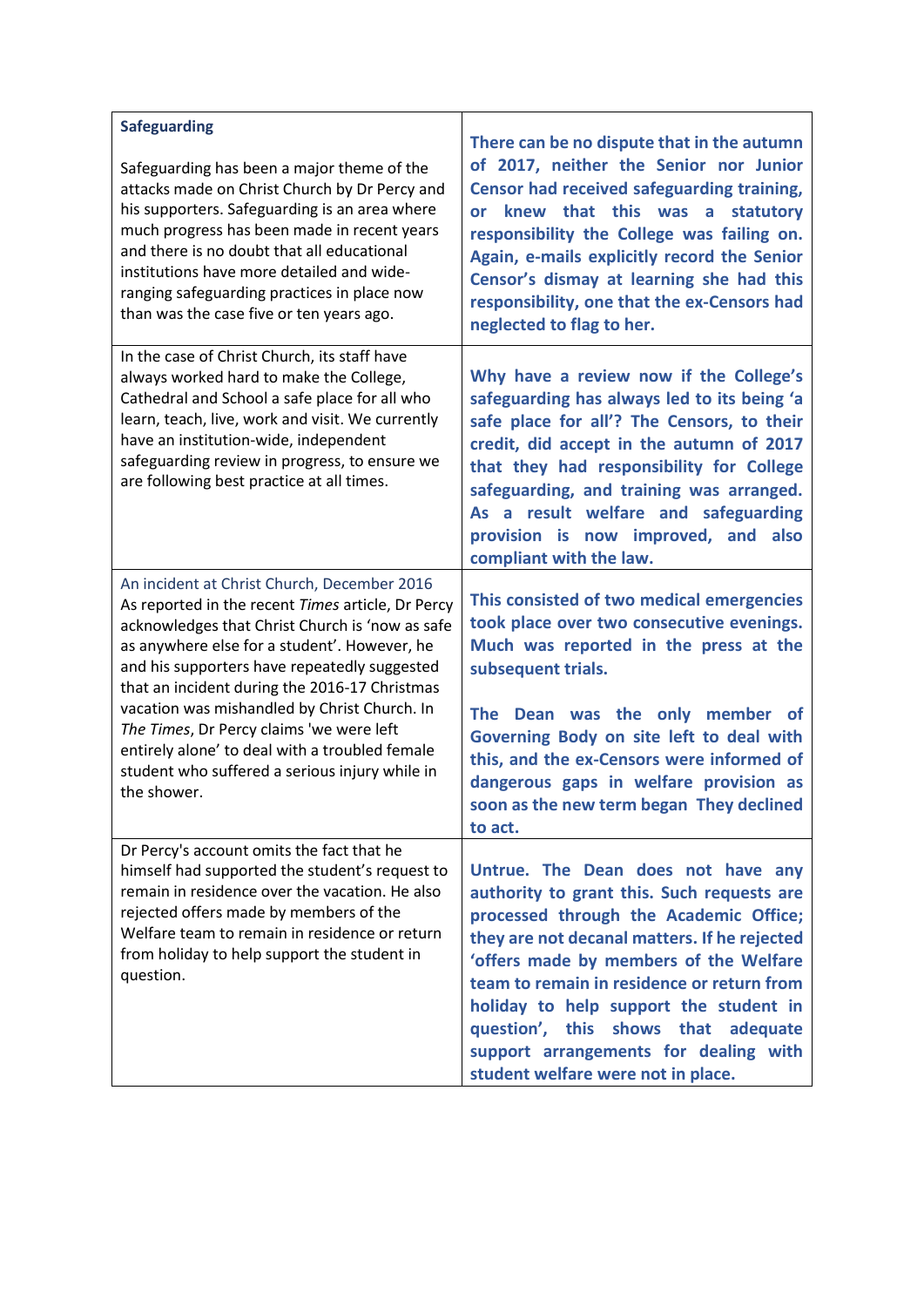| **Safeguarding**<br><br>Safeguarding has been a major theme of the attacks made on Christ Church by Dr Percy and his supporters. Safeguarding is an area where much progress has been made in recent years and there is no doubt that all educational institutions have more detailed and wide-ranging safeguarding practices in place now than was the case five or ten years ago. | **There can be no dispute that in the autumn of 2017, neither the Senior nor Junior Censor had received safeguarding training, or knew that this was a statutory responsibility the College was failing on. Again, e-mails explicitly record the Senior Censor's dismay at learning she had this responsibility, one that the ex-Censors had neglected to flag to her.** |
|---|---|
| In the case of Christ Church, its staff have always worked hard to make the College, Cathedral and School a safe place for all who learn, teach, live, work and visit. We currently have an institution-wide, independent safeguarding review in progress, to ensure we are following best practice at all times. | **Why have a review now if the College's safeguarding has always led to its being 'a safe place for all'? The Censors, to their credit, did accept in the autumn of 2017 that they had responsibility for College safeguarding, and training was arranged. As a result welfare and safeguarding provision is now improved, and also compliant with the law.** |
| An incident at Christ Church, December 2016<br>As reported in the recent *Times* article, Dr Percy acknowledges that Christ Church is 'now as safe as anywhere else for a student'. However, he and his supporters have repeatedly suggested that an incident during the 2016-17 Christmas vacation was mishandled by Christ Church. In *The Times*, Dr Percy claims 'we were left entirely alone' to deal with a troubled female student who suffered a serious injury while in the shower. | **This consisted of two medical emergencies took place over two consecutive evenings. Much was reported in the press at the subsequent trials.**<br><br>**The Dean was the only member of Governing Body on site left to deal with this, and the ex-Censors were informed of dangerous gaps in welfare provision as soon as the new term began They declined to act.** |
| Dr Percy's account omits the fact that he himself had supported the student's request to remain in residence over the vacation. He also rejected offers made by members of the Welfare team to remain in residence or return from holiday to help support the student in question. | **Untrue. The Dean does not have any authority to grant this. Such requests are processed through the Academic Office; they are not decanal matters. If he rejected 'offers made by members of the Welfare team to remain in residence or return from holiday to help support the student in question', this shows that adequate support arrangements for dealing with student welfare were not in place.** |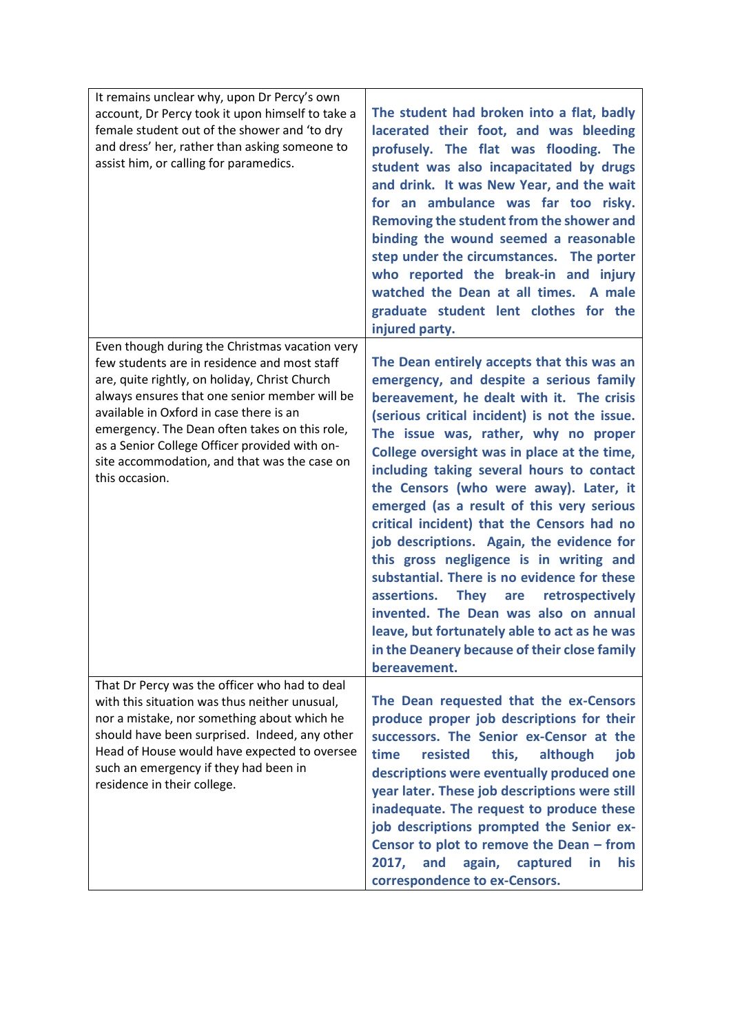| | |
|---|---|
| It remains unclear why, upon Dr Percy's own account, Dr Percy took it upon himself to take a female student out of the shower and 'to dry and dress' her, rather than asking someone to assist him, or calling for paramedics. | **The student had broken into a flat, badly lacerated their foot, and was bleeding profusely. The flat was flooding. The student was also incapacitated by drugs and drink. It was New Year, and the wait for an ambulance was far too risky. Removing the student from the shower and binding the wound seemed a reasonable step under the circumstances. The porter who reported the break-in and injury watched the Dean at all times. A male graduate student lent clothes for the injured party.** |
| Even though during the Christmas vacation very few students are in residence and most staff are, quite rightly, on holiday, Christ Church always ensures that one senior member will be available in Oxford in case there is an emergency. The Dean often takes on this role, as a Senior College Officer provided with on-site accommodation, and that was the case on this occasion. | **The Dean entirely accepts that this was an emergency, and despite a serious family bereavement, he dealt with it. The crisis (serious critical incident) is not the issue. The issue was, rather, why no proper College oversight was in place at the time, including taking several hours to contact the Censors (who were away). Later, it emerged (as a result of this very serious critical incident) that the Censors had no job descriptions. Again, the evidence for this gross negligence is in writing and substantial. There is no evidence for these assertions. They are retrospectively invented. The Dean was also on annual leave, but fortunately able to act as he was in the Deanery because of their close family bereavement.** |
| That Dr Percy was the officer who had to deal with this situation was thus neither unusual, nor a mistake, nor something about which he should have been surprised. Indeed, any other Head of House would have expected to oversee such an emergency if they had been in residence in their college. | **The Dean requested that the ex-Censors produce proper job descriptions for their successors. The Senior ex-Censor at the time resisted this, although job descriptions were eventually produced one year later. These job descriptions were still inadequate. The request to produce these job descriptions prompted the Senior ex-Censor to plot to remove the Dean – from 2017, and again, captured in his correspondence to ex-Censors.** |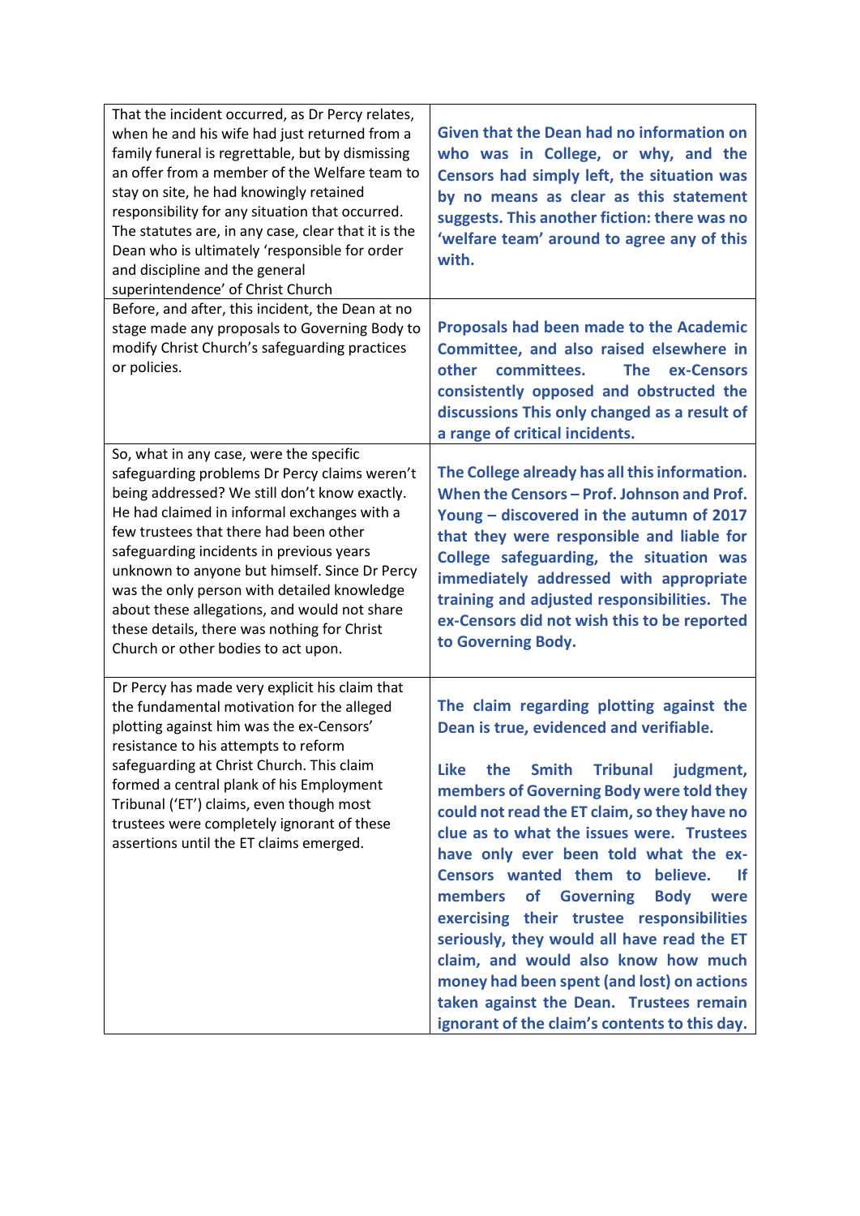| | |
|---|---|
| That the incident occurred, as Dr Percy relates, when he and his wife had just returned from a family funeral is regrettable, but by dismissing an offer from a member of the Welfare team to stay on site, he had knowingly retained responsibility for any situation that occurred. The statutes are, in any case, clear that it is the Dean who is ultimately 'responsible for order and discipline and the general superintendence' of Christ Church | **Given that the Dean had no information on who was in College, or why, and the Censors had simply left, the situation was by no means as clear as this statement suggests. This another fiction: there was no 'welfare team' around to agree any of this with.** |
| Before, and after, this incident, the Dean at no stage made any proposals to Governing Body to modify Christ Church's safeguarding practices or policies. | **Proposals had been made to the Academic Committee, and also raised elsewhere in other committees. The ex-Censors consistently opposed and obstructed the discussions This only changed as a result of a range of critical incidents.** |
| So, what in any case, were the specific safeguarding problems Dr Percy claims weren't being addressed? We still don't know exactly. He had claimed in informal exchanges with a few trustees that there had been other safeguarding incidents in previous years unknown to anyone but himself. Since Dr Percy was the only person with detailed knowledge about these allegations, and would not share these details, there was nothing for Christ Church or other bodies to act upon. | **The College already has all this information. When the Censors – Prof. Johnson and Prof. Young – discovered in the autumn of 2017 that they were responsible and liable for College safeguarding, the situation was immediately addressed with appropriate training and adjusted responsibilities. The ex-Censors did not wish this to be reported to Governing Body.** |
| Dr Percy has made very explicit his claim that the fundamental motivation for the alleged plotting against him was the ex-Censors' resistance to his attempts to reform safeguarding at Christ Church. This claim formed a central plank of his Employment Tribunal ('ET') claims, even though most trustees were completely ignorant of these assertions until the ET claims emerged. | **The claim regarding plotting against the Dean is true, evidenced and verifiable.**<br><br>**Like the Smith Tribunal judgment, members of Governing Body were told they could not read the ET claim, so they have no clue as to what the issues were. Trustees have only ever been told what the ex-Censors wanted them to believe. If members of Governing Body were exercising their trustee responsibilities seriously, they would all have read the ET claim, and would also know how much money had been spent (and lost) on actions taken against the Dean. Trustees remain ignorant of the claim's contents to this day.** |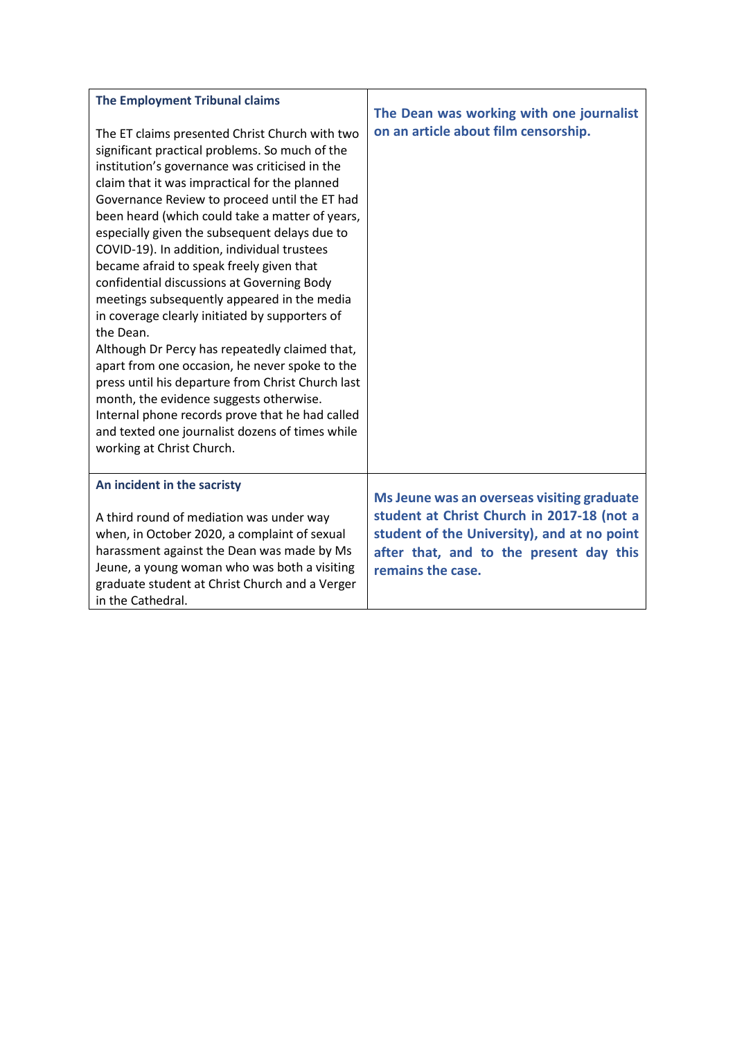| | |
|---|---|
| **The Employment Tribunal claims**<br><br>The ET claims presented Christ Church with two significant practical problems. So much of the institution's governance was criticised in the claim that it was impractical for the planned Governance Review to proceed until the ET had been heard (which could take a matter of years, especially given the subsequent delays due to COVID-19). In addition, individual trustees became afraid to speak freely given that confidential discussions at Governing Body meetings subsequently appeared in the media in coverage clearly initiated by supporters of the Dean.<br>Although Dr Percy has repeatedly claimed that, apart from one occasion, he never spoke to the press until his departure from Christ Church last month, the evidence suggests otherwise. Internal phone records prove that he had called and texted one journalist dozens of times while working at Christ Church. | **The Dean was working with one journalist on an article about film censorship.** |
| **An incident in the sacristy**<br><br>A third round of mediation was under way when, in October 2020, a complaint of sexual harassment against the Dean was made by Ms Jeune, a young woman who was both a visiting graduate student at Christ Church and a Verger in the Cathedral. | **Ms Jeune was an overseas visiting graduate student at Christ Church in 2017-18 (not a student of the University), and at no point after that, and to the present day this remains the case.** |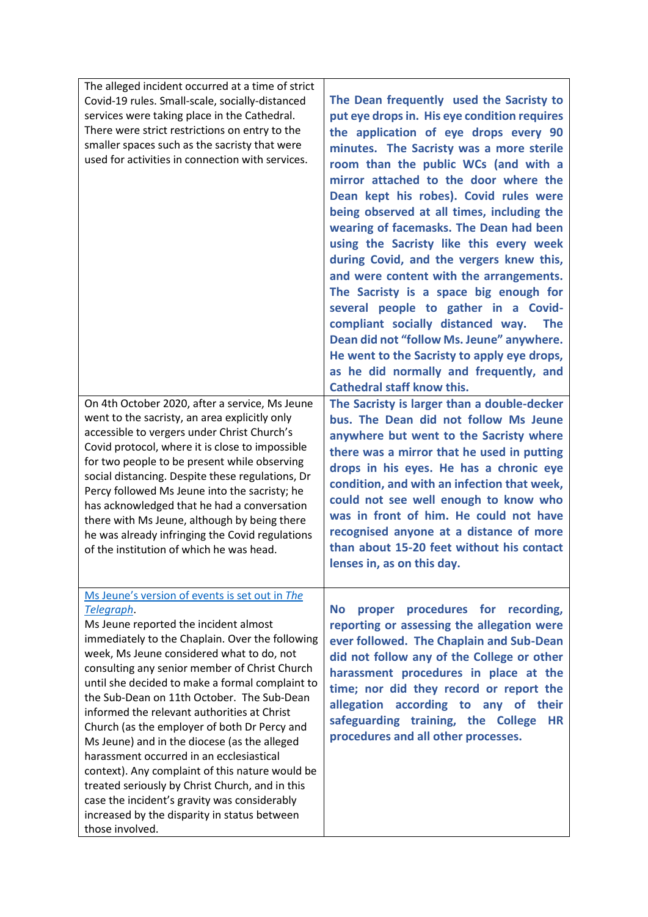| | |
|---|---|
| The alleged incident occurred at a time of strict Covid-19 rules. Small-scale, socially-distanced services were taking place in the Cathedral. There were strict restrictions on entry to the smaller spaces such as the sacristy that were used for activities in connection with services. | **The Dean frequently used the Sacristy to put eye drops in. His eye condition requires the application of eye drops every 90 minutes. The Sacristy was a more sterile room than the public WCs (and with a mirror attached to the door where the Dean kept his robes). Covid rules were being observed at all times, including the wearing of facemasks. The Dean had been using the Sacristy like this every week during Covid, and the vergers knew this, and were content with the arrangements. The Sacristy is a space big enough for several people to gather in a Covid-compliant socially distanced way. The Dean did not "follow Ms. Jeune" anywhere. He went to the Sacristy to apply eye drops, as he did normally and frequently, and Cathedral staff know this.** |
| On 4th October 2020, after a service, Ms Jeune went to the sacristy, an area explicitly only accessible to vergers under Christ Church's Covid protocol, where it is close to impossible for two people to be present while observing social distancing. Despite these regulations, Dr Percy followed Ms Jeune into the sacristy; he has acknowledged that he had a conversation there with Ms Jeune, although by being there he was already infringing the Covid regulations of the institution of which he was head. | **The Sacristy is larger than a double-decker bus. The Dean did not follow Ms Jeune anywhere but went to the Sacristy where there was a mirror that he used in putting drops in his eyes. He has a chronic eye condition, and with an infection that week, could not see well enough to know who was in front of him. He could not have recognised anyone at a distance of more than about 15-20 feet without his contact lenses in, as on this day.** |
| Ms Jeune's version of events is set out in *The Telegraph*.<br>Ms Jeune reported the incident almost immediately to the Chaplain. Over the following week, Ms Jeune considered what to do, not consulting any senior member of Christ Church until she decided to make a formal complaint to the Sub-Dean on 11th October. The Sub-Dean informed the relevant authorities at Christ Church (as the employer of both Dr Percy and Ms Jeune) and in the diocese (as the alleged harassment occurred in an ecclesiastical context). Any complaint of this nature would be treated seriously by Christ Church, and in this case the incident's gravity was considerably increased by the disparity in status between those involved. | **No proper procedures for recording, reporting or assessing the allegation were ever followed. The Chaplain and Sub-Dean did not follow any of the College or other harassment procedures in place at the time; nor did they record or report the allegation according to any of their safeguarding training, the College HR procedures and all other processes.** |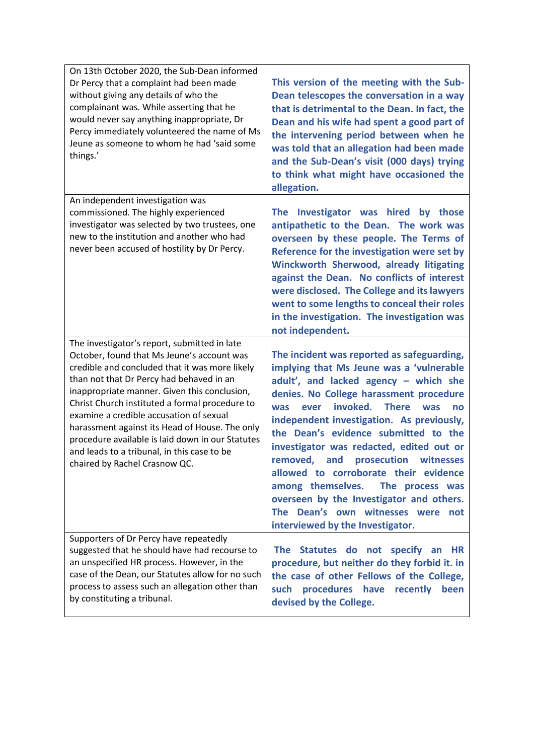| | |
|---|---|
| On 13th October 2020, the Sub-Dean informed Dr Percy that a complaint had been made without giving any details of who the complainant was. While asserting that he would never say anything inappropriate, Dr Percy immediately volunteered the name of Ms Jeune as someone to whom he had 'said some things.' | **This version of the meeting with the Sub-Dean telescopes the conversation in a way that is detrimental to the Dean. In fact, the Dean and his wife had spent a good part of the intervening period between when he was told that an allegation had been made and the Sub-Dean's visit (000 days) trying to think what might have occasioned the allegation.** |
| An independent investigation was commissioned. The highly experienced investigator was selected by two trustees, one new to the institution and another who had never been accused of hostility by Dr Percy. | **The Investigator was hired by those antipathetic to the Dean. The work was overseen by these people. The Terms of Reference for the investigation were set by Winckworth Sherwood, already litigating against the Dean. No conflicts of interest were disclosed. The College and its lawyers went to some lengths to conceal their roles in the investigation. The investigation was not independent.** |
| The investigator's report, submitted in late October, found that Ms Jeune's account was credible and concluded that it was more likely than not that Dr Percy had behaved in an inappropriate manner. Given this conclusion, Christ Church instituted a formal procedure to examine a credible accusation of sexual harassment against its Head of House. The only procedure available is laid down in our Statutes and leads to a tribunal, in this case to be chaired by Rachel Crasnow QC. | **The incident was reported as safeguarding, implying that Ms Jeune was a 'vulnerable adult', and lacked agency – which she denies. No College harassment procedure was ever invoked. There was no independent investigation. As previously, the Dean's evidence submitted to the investigator was redacted, edited out or removed, and prosecution witnesses allowed to corroborate their evidence among themselves. The process was overseen by the Investigator and others. The Dean's own witnesses were not interviewed by the Investigator.** |
| Supporters of Dr Percy have repeatedly suggested that he should have had recourse to an unspecified HR process. However, in the case of the Dean, our Statutes allow for no such process to assess such an allegation other than by constituting a tribunal. | **The Statutes do not specify an HR procedure, but neither do they forbid it. in the case of other Fellows of the College, such procedures have recently been devised by the College.** |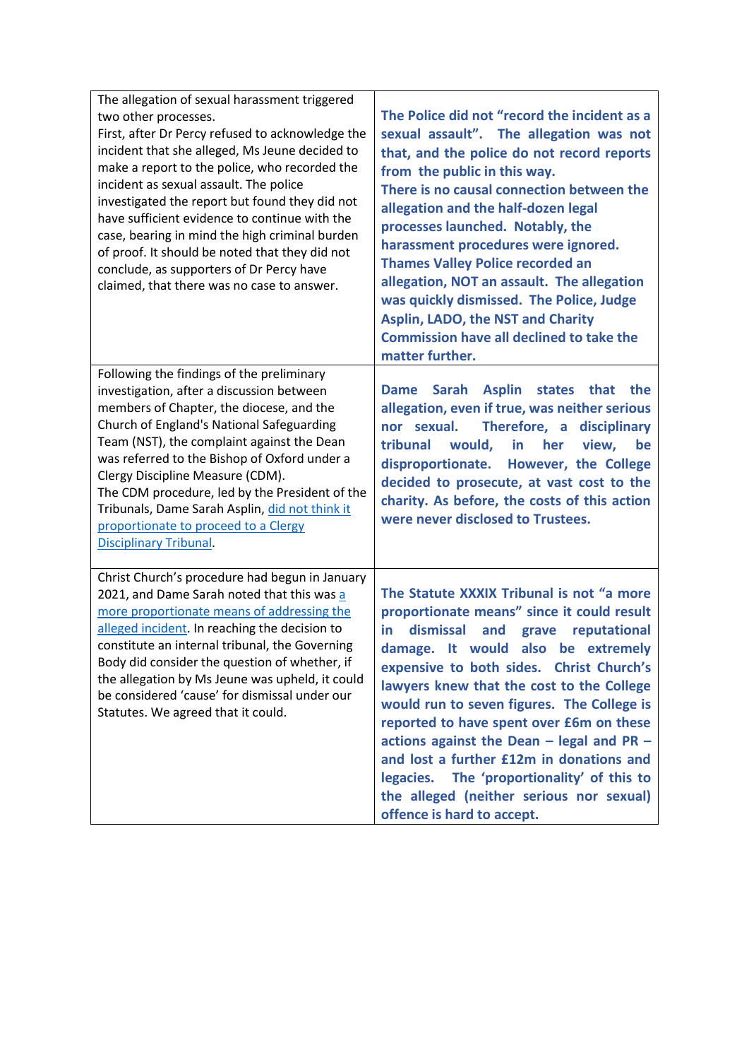| | |
|---|---|
| The allegation of sexual harassment triggered two other processes.<br>First, after Dr Percy refused to acknowledge the incident that she alleged, Ms Jeune decided to make a report to the police, who recorded the incident as sexual assault. The police investigated the report but found they did not have sufficient evidence to continue with the case, bearing in mind the high criminal burden of proof. It should be noted that they did not conclude, as supporters of Dr Percy have claimed, that there was no case to answer. | **The Police did not "record the incident as a sexual assault". The allegation was not that, and the police do not record reports from the public in this way.**<br>**There is no causal connection between the allegation and the half-dozen legal processes launched. Notably, the harassment procedures were ignored.**<br>**Thames Valley Police recorded an allegation, NOT an assault. The allegation was quickly dismissed. The Police, Judge Asplin, LADO, the NST and Charity Commission have all declined to take the matter further.** |
| Following the findings of the preliminary investigation, after a discussion between members of Chapter, the diocese, and the Church of England's National Safeguarding Team (NST), the complaint against the Dean was referred to the Bishop of Oxford under a Clergy Discipline Measure (CDM).<br>The CDM procedure, led by the President of the Tribunals, Dame Sarah Asplin, did not think it proportionate to proceed to a Clergy Disciplinary Tribunal. | **Dame Sarah Asplin states that the allegation, even if true, was neither serious nor sexual. Therefore, a disciplinary tribunal would, in her view, be disproportionate. However, the College decided to prosecute, at vast cost to the charity. As before, the costs of this action were never disclosed to Trustees.** |
| Christ Church's procedure had begun in January 2021, and Dame Sarah noted that this was a more proportionate means of addressing the alleged incident. In reaching the decision to constitute an internal tribunal, the Governing Body did consider the question of whether, if the allegation by Ms Jeune was upheld, it could be considered 'cause' for dismissal under our Statutes. We agreed that it could. | **The Statute XXXIX Tribunal is not "a more proportionate means" since it could result in dismissal and grave reputational damage. It would also be extremely expensive to both sides. Christ Church's lawyers knew that the cost to the College would run to seven figures. The College is reported to have spent over £6m on these actions against the Dean – legal and PR – and lost a further £12m in donations and legacies. The 'proportionality' of this to the alleged (neither serious nor sexual) offence is hard to accept.** |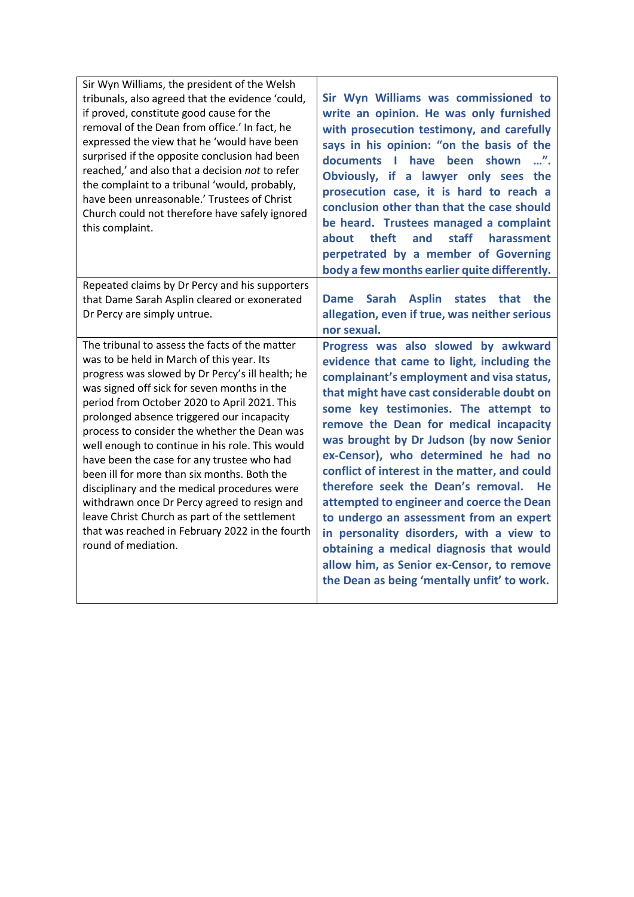| | |
|---|---|
| Sir Wyn Williams, the president of the Welsh tribunals, also agreed that the evidence 'could, if proved, constitute good cause for the removal of the Dean from office.' In fact, he expressed the view that he 'would have been surprised if the opposite conclusion had been reached,' and also that a decision *not* to refer the complaint to a tribunal 'would, probably, have been unreasonable.' Trustees of Christ Church could not therefore have safely ignored this complaint. | **Sir Wyn Williams was commissioned to write an opinion. He was only furnished with prosecution testimony, and carefully says in his opinion: "on the basis of the documents I have been shown …". Obviously, if a lawyer only sees the prosecution case, it is hard to reach a conclusion other than that the case should be heard. Trustees managed a complaint about theft and staff harassment perpetrated by a member of Governing body a few months earlier quite differently.** |
| Repeated claims by Dr Percy and his supporters that Dame Sarah Asplin cleared or exonerated Dr Percy are simply untrue. | **Dame Sarah Asplin states that the allegation, even if true, was neither serious nor sexual.** |
| The tribunal to assess the facts of the matter was to be held in March of this year. Its progress was slowed by Dr Percy's ill health; he was signed off sick for seven months in the period from October 2020 to April 2021. This prolonged absence triggered our incapacity process to consider the whether the Dean was well enough to continue in his role. This would have been the case for any trustee who had been ill for more than six months. Both the disciplinary and the medical procedures were withdrawn once Dr Percy agreed to resign and leave Christ Church as part of the settlement that was reached in February 2022 in the fourth round of mediation. | **Progress was also slowed by awkward evidence that came to light, including the complainant's employment and visa status, that might have cast considerable doubt on some key testimonies. The attempt to remove the Dean for medical incapacity was brought by Dr Judson (by now Senior ex-Censor), who determined he had no conflict of interest in the matter, and could therefore seek the Dean's removal. He attempted to engineer and coerce the Dean to undergo an assessment from an expert in personality disorders, with a view to obtaining a medical diagnosis that would allow him, as Senior ex-Censor, to remove the Dean as being 'mentally unfit' to work.** |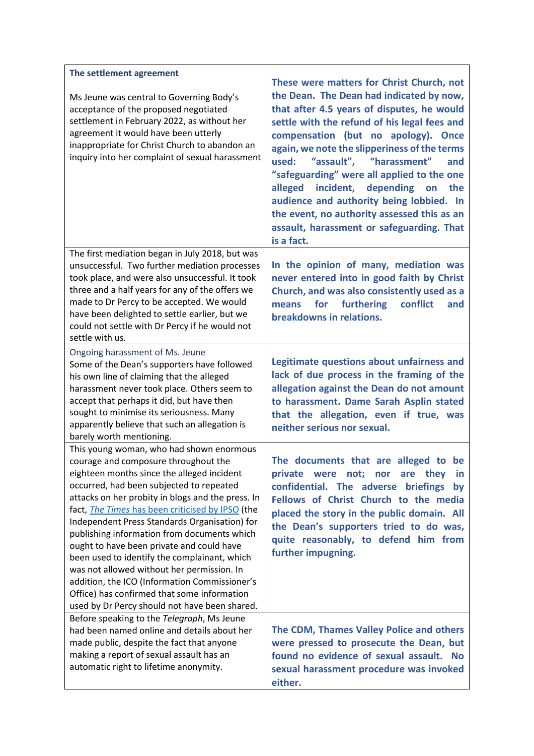| **The settlement agreement**<br><br>Ms Jeune was central to Governing Body's acceptance of the proposed negotiated settlement in February 2022, as without her agreement it would have been utterly inappropriate for Christ Church to abandon an inquiry into her complaint of sexual harassment | **These were matters for Christ Church, not the Dean. The Dean had indicated by now, that after 4.5 years of disputes, he would settle with the refund of his legal fees and compensation (but no apology). Once again, we note the slipperiness of the terms used: "assault", "harassment" and "safeguarding" were all applied to the one alleged incident, depending on the audience and authority being lobbied. In the event, no authority assessed this as an assault, harassment or safeguarding. That is a fact.** |
|---|---|
| The first mediation began in July 2018, but was unsuccessful. Two further mediation processes took place, and were also unsuccessful. It took three and a half years for any of the offers we made to Dr Percy to be accepted. We would have been delighted to settle earlier, but we could not settle with Dr Percy if he would not settle with us. | **In the opinion of many, mediation was never entered into in good faith by Christ Church, and was also consistently used as a means for furthering conflict and breakdowns in relations.** |
| Ongoing harassment of Ms. Jeune<br>Some of the Dean's supporters have followed his own line of claiming that the alleged harassment never took place. Others seem to accept that perhaps it did, but have then sought to minimise its seriousness. Many apparently believe that such an allegation is barely worth mentioning. | **Legitimate questions about unfairness and lack of due process in the framing of the allegation against the Dean do not amount to harassment. Dame Sarah Asplin stated that the allegation, even if true, was neither serious nor sexual.** |
| This young woman, who had shown enormous courage and composure throughout the eighteen months since the alleged incident occurred, had been subjected to repeated attacks on her probity in blogs and the press. In fact, *The Times* has been criticised by IPSO (the Independent Press Standards Organisation) for publishing information from documents which ought to have been private and could have been used to identify the complainant, which was not allowed without her permission. In addition, the ICO (Information Commissioner's Office) has confirmed that some information used by Dr Percy should not have been shared. | **The documents that are alleged to be private were not; nor are they in confidential. The adverse briefings by Fellows of Christ Church to the media placed the story in the public domain. All the Dean's supporters tried to do was, quite reasonably, to defend him from further impugning.** |
| Before speaking to the *Telegraph*, Ms Jeune had been named online and details about her made public, despite the fact that anyone making a report of sexual assault has an automatic right to lifetime anonymity. | **The CDM, Thames Valley Police and others were pressed to prosecute the Dean, but found no evidence of sexual assault. No sexual harassment procedure was invoked either.** |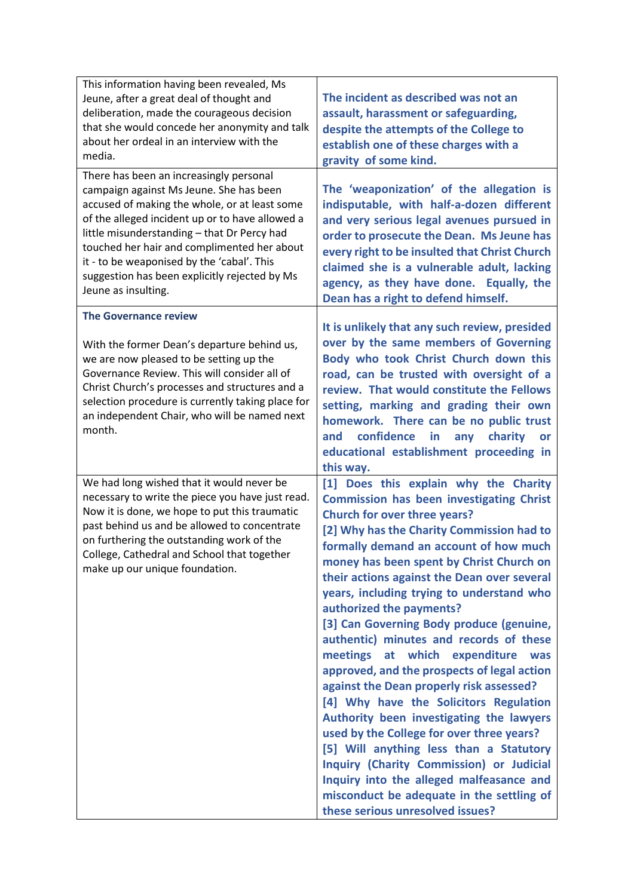| | |
|---|---|
| This information having been revealed, Ms Jeune, after a great deal of thought and deliberation, made the courageous decision that she would concede her anonymity and talk about her ordeal in an interview with the media. | **The incident as described was not an assault, harassment or safeguarding, despite the attempts of the College to establish one of these charges with a gravity of some kind.** |
| There has been an increasingly personal campaign against Ms Jeune. She has been accused of making the whole, or at least some of the alleged incident up or to have allowed a little misunderstanding – that Dr Percy had touched her hair and complimented her about it - to be weaponised by the 'cabal'. This suggestion has been explicitly rejected by Ms Jeune as insulting. | **The 'weaponization' of the allegation is indisputable, with half-a-dozen different and very serious legal avenues pursued in order to prosecute the Dean. Ms Jeune has every right to be insulted that Christ Church claimed she is a vulnerable adult, lacking agency, as they have done. Equally, the Dean has a right to defend himself.** |
| **The Governance review**<br><br>With the former Dean's departure behind us, we are now pleased to be setting up the Governance Review. This will consider all of Christ Church's processes and structures and a selection procedure is currently taking place for an independent Chair, who will be named next month. | **It is unlikely that any such review, presided over by the same members of Governing Body who took Christ Church down this road, can be trusted with oversight of a review. That would constitute the Fellows setting, marking and grading their own homework. There can be no public trust and confidence in any charity or educational establishment proceeding in this way.** |
| We had long wished that it would never be necessary to write the piece you have just read. Now it is done, we hope to put this traumatic past behind us and be allowed to concentrate on furthering the outstanding work of the College, Cathedral and School that together make up our unique foundation. | **[1] Does this explain why the Charity Commission has been investigating Christ Church for over three years?**<br>**[2] Why has the Charity Commission had to formally demand an account of how much money has been spent by Christ Church on their actions against the Dean over several years, including trying to understand who authorized the payments?**<br>**[3] Can Governing Body produce (genuine, authentic) minutes and records of these meetings at which expenditure was approved, and the prospects of legal action against the Dean properly risk assessed?**<br>**[4] Why have the Solicitors Regulation Authority been investigating the lawyers used by the College for over three years?**<br>**[5] Will anything less than a Statutory Inquiry (Charity Commission) or Judicial Inquiry into the alleged malfeasance and misconduct be adequate in the settling of these serious unresolved issues?** |